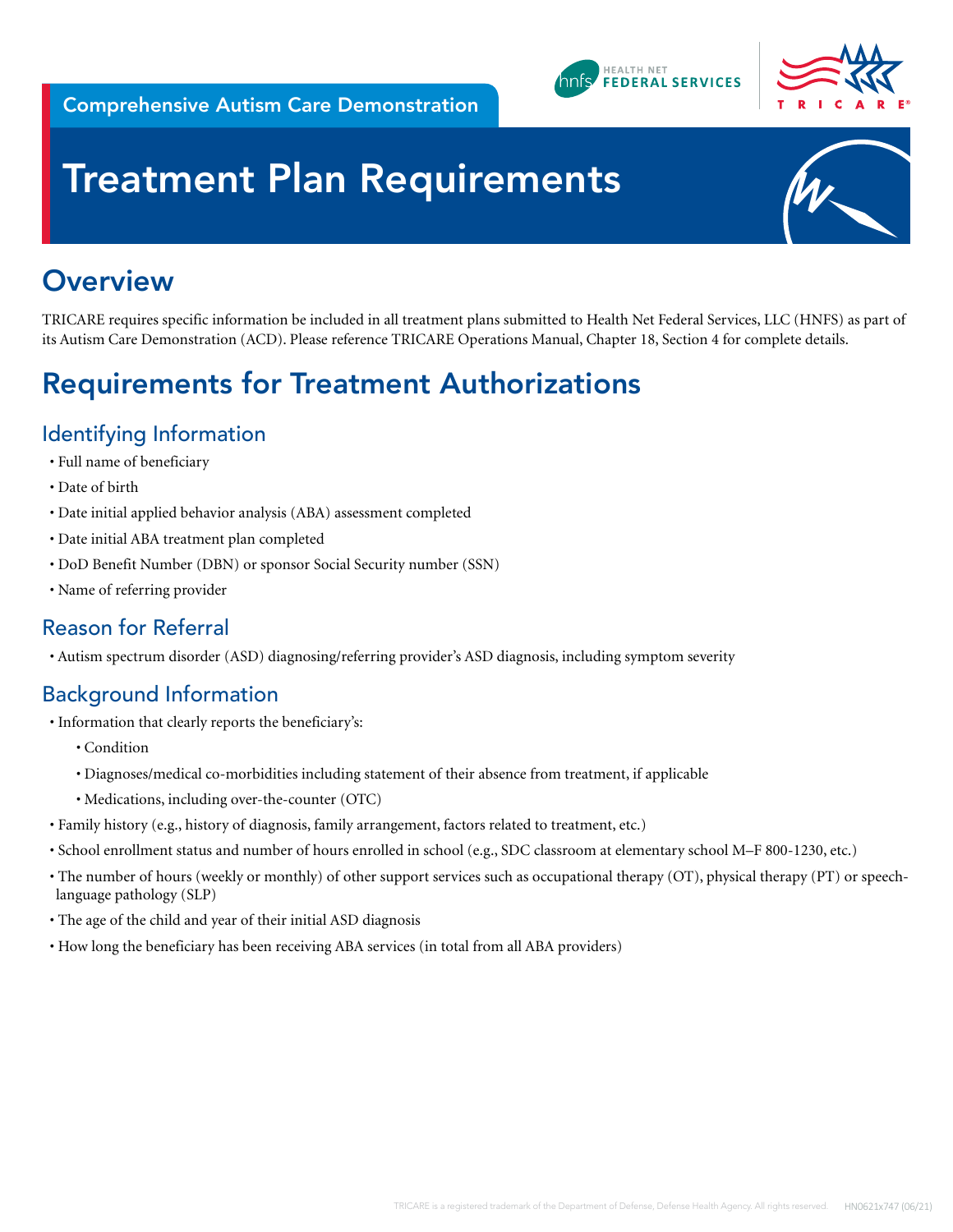Comprehensive Autism Care Demonstration

# Treatment Plan Requirements

## Overview

TRICARE requires specific information be included in all treatment plans submitted to Health Net Federal Services, LLC (HNFS) as part of its Autism Care Demonstration (ACD). Please reference TRICARE Operations Manual, Chapter 18, Section 4 for complete details.

## Requirements for Treatment Authorizations

### Identifying Information

- Full name of beneficiary
- Date of birth
- Date initial applied behavior analysis (ABA) assessment completed
- Date initial ABA treatment plan completed
- DoD Benefit Number (DBN) or sponsor Social Security number (SSN)
- Name of referring provider

### Reason for Referral

- Autism spectrum disorder (ASD) diagnosing/referring provider's ASD diagnosis, including symptom severity

### Background Information

- Information that clearly reports the beneficiary's:
  - Condition
  - Diagnoses/medical co-morbidities including statement of their absence from treatment, if applicable
  - Medications, including over-the-counter (OTC)
- Family history (e.g., history of diagnosis, family arrangement, factors related to treatment, etc.)
- School enrollment status and number of hours enrolled in school (e.g., SDC classroom at elementary school M–F 800-1230, etc.)
- The number of hours (weekly or monthly) of other support services such as occupational therapy (OT), physical therapy (PT) or speech-language pathology (SLP)
- The age of the child and year of their initial ASD diagnosis
- How long the beneficiary has been receiving ABA services (in total from all ABA providers)

TRICARE is a registered trademark of the Department of Defense, Defense Health Agency. All rights reserved. HN0621x747 (06/21)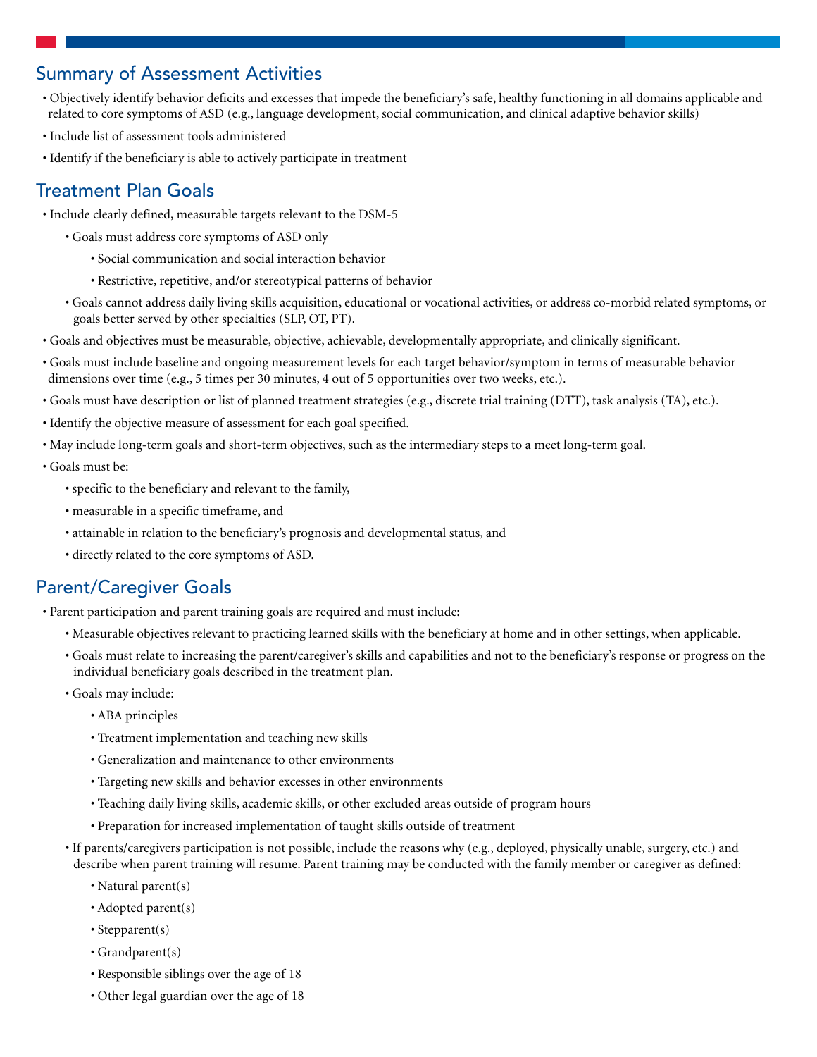## Summary of Assessment Activities

- Objectively identify behavior deficits and excesses that impede the beneficiary's safe, healthy functioning in all domains applicable and related to core symptoms of ASD (e.g., language development, social communication, and clinical adaptive behavior skills)
- Include list of assessment tools administered
- Identify if the beneficiary is able to actively participate in treatment

## Treatment Plan Goals

- Include clearly defined, measurable targets relevant to the DSM-5
    - Goals must address core symptoms of ASD only
        - Social communication and social interaction behavior
        - Restrictive, repetitive, and/or stereotypical patterns of behavior
    - Goals cannot address daily living skills acquisition, educational or vocational activities, or address co-morbid related symptoms, or goals better served by other specialties (SLP, OT, PT).
- Goals and objectives must be measurable, objective, achievable, developmentally appropriate, and clinically significant.
- Goals must include baseline and ongoing measurement levels for each target behavior/symptom in terms of measurable behavior dimensions over time (e.g., 5 times per 30 minutes, 4 out of 5 opportunities over two weeks, etc.).
- Goals must have description or list of planned treatment strategies (e.g., discrete trial training (DTT), task analysis (TA), etc.).
- Identify the objective measure of assessment for each goal specified.
- May include long-term goals and short-term objectives, such as the intermediary steps to a meet long-term goal.
- Goals must be:
    - specific to the beneficiary and relevant to the family,
    - measurable in a specific timeframe, and
    - attainable in relation to the beneficiary's prognosis and developmental status, and
    - directly related to the core symptoms of ASD.

## Parent/Caregiver Goals

- Parent participation and parent training goals are required and must include:
    - Measurable objectives relevant to practicing learned skills with the beneficiary at home and in other settings, when applicable.
    - Goals must relate to increasing the parent/caregiver's skills and capabilities and not to the beneficiary's response or progress on the individual beneficiary goals described in the treatment plan.
    - Goals may include:
        - ABA principles
        - Treatment implementation and teaching new skills
        - Generalization and maintenance to other environments
        - Targeting new skills and behavior excesses in other environments
        - Teaching daily living skills, academic skills, or other excluded areas outside of program hours
        - Preparation for increased implementation of taught skills outside of treatment
    - If parents/caregivers participation is not possible, include the reasons why (e.g., deployed, physically unable, surgery, etc.) and describe when parent training will resume. Parent training may be conducted with the family member or caregiver as defined:
        - Natural parent(s)
        - Adopted parent(s)
        - Stepparent(s)
        - Grandparent(s)
        - Responsible siblings over the age of 18
        - Other legal guardian over the age of 18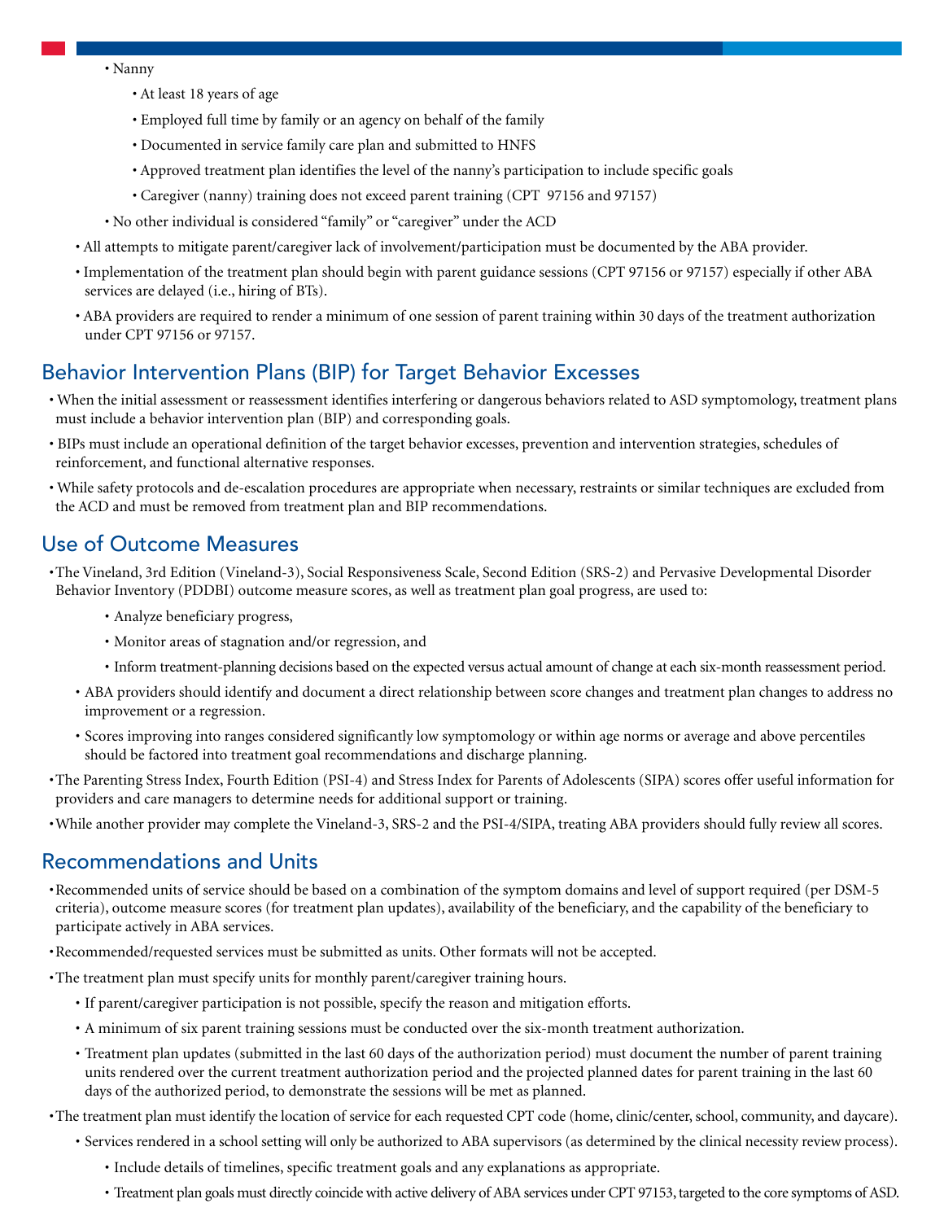- Nanny
  - At least 18 years of age
  - Employed full time by family or an agency on behalf of the family
  - Documented in service family care plan and submitted to HNFS
  - Approved treatment plan identifies the level of the nanny's participation to include specific goals
  - Caregiver (nanny) training does not exceed parent training (CPT 97156 and 97157)
- No other individual is considered "family" or "caregiver" under the ACD

- All attempts to mitigate parent/caregiver lack of involvement/participation must be documented by the ABA provider.
- Implementation of the treatment plan should begin with parent guidance sessions (CPT 97156 or 97157) especially if other ABA services are delayed (i.e., hiring of BTs).
- ABA providers are required to render a minimum of one session of parent training within 30 days of the treatment authorization under CPT 97156 or 97157.

## Behavior Intervention Plans (BIP) for Target Behavior Excesses

- When the initial assessment or reassessment identifies interfering or dangerous behaviors related to ASD symptomology, treatment plans must include a behavior intervention plan (BIP) and corresponding goals.
- BIPs must include an operational definition of the target behavior excesses, prevention and intervention strategies, schedules of reinforcement, and functional alternative responses.
- While safety protocols and de-escalation procedures are appropriate when necessary, restraints or similar techniques are excluded from the ACD and must be removed from treatment plan and BIP recommendations.

## Use of Outcome Measures

- The Vineland, 3rd Edition (Vineland-3), Social Responsiveness Scale, Second Edition (SRS-2) and Pervasive Developmental Disorder Behavior Inventory (PDDBI) outcome measure scores, as well as treatment plan goal progress, are used to:
  - Analyze beneficiary progress,
  - Monitor areas of stagnation and/or regression, and
  - Inform treatment-planning decisions based on the expected versus actual amount of change at each six-month reassessment period.
  - ABA providers should identify and document a direct relationship between score changes and treatment plan changes to address no improvement or a regression.
  - Scores improving into ranges considered significantly low symptomology or within age norms or average and above percentiles should be factored into treatment goal recommendations and discharge planning.
- The Parenting Stress Index, Fourth Edition (PSI-4) and Stress Index for Parents of Adolescents (SIPA) scores offer useful information for providers and care managers to determine needs for additional support or training.
- While another provider may complete the Vineland-3, SRS-2 and the PSI-4/SIPA, treating ABA providers should fully review all scores.

## Recommendations and Units

- Recommended units of service should be based on a combination of the symptom domains and level of support required (per DSM-5 criteria), outcome measure scores (for treatment plan updates), availability of the beneficiary, and the capability of the beneficiary to participate actively in ABA services.
- Recommended/requested services must be submitted as units. Other formats will not be accepted.
- The treatment plan must specify units for monthly parent/caregiver training hours.
  - If parent/caregiver participation is not possible, specify the reason and mitigation efforts.
  - A minimum of six parent training sessions must be conducted over the six-month treatment authorization.
  - Treatment plan updates (submitted in the last 60 days of the authorization period) must document the number of parent training units rendered over the current treatment authorization period and the projected planned dates for parent training in the last 60 days of the authorized period, to demonstrate the sessions will be met as planned.
- The treatment plan must identify the location of service for each requested CPT code (home, clinic/center, school, community, and daycare).
  - Services rendered in a school setting will only be authorized to ABA supervisors (as determined by the clinical necessity review process).
    - Include details of timelines, specific treatment goals and any explanations as appropriate.
    - Treatment plan goals must directly coincide with active delivery of ABA services under CPT 97153, targeted to the core symptoms of ASD.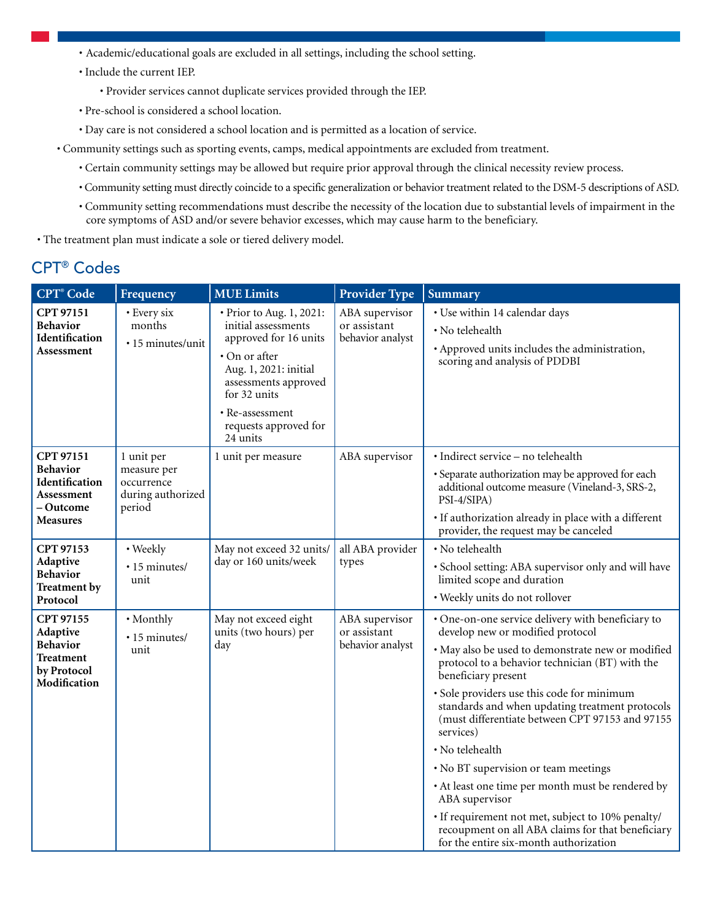- Academic/educational goals are excluded in all settings, including the school setting.
- Include the current IEP.
  - Provider services cannot duplicate services provided through the IEP.
- Pre-school is considered a school location.
- Day care is not considered a school location and is permitted as a location of service.

- Community settings such as sporting events, camps, medical appointments are excluded from treatment.
  - Certain community settings may be allowed but require prior approval through the clinical necessity review process.
  - Community setting must directly coincide to a specific generalization or behavior treatment related to the DSM-5 descriptions of ASD.
  - Community setting recommendations must describe the necessity of the location due to substantial levels of impairment in the core symptoms of ASD and/or severe behavior excesses, which may cause harm to the beneficiary.

- The treatment plan must indicate a sole or tiered delivery model.

## CPT® Codes

| CPT® Code | Frequency | MUE Limits | Provider Type | Summary |
|---|---|---|---|---|
| **CPT 97151 Behavior Identification Assessment** | • Every six months<br>• 15 minutes/unit | • Prior to Aug. 1, 2021: initial assessments approved for 16 units<br>• On or after Aug. 1, 2021: initial assessments approved for 32 units<br>• Re-assessment requests approved for 24 units | ABA supervisor or assistant behavior analyst | • Use within 14 calendar days<br>• No telehealth<br>• Approved units includes the administration, scoring and analysis of PDDBI |
| **CPT 97151 Behavior Identification Assessment – Outcome Measures** | 1 unit per measure per occurrence during authorized period | 1 unit per measure | ABA supervisor | • Indirect service – no telehealth<br>• Separate authorization may be approved for each additional outcome measure (Vineland-3, SRS-2, PSI-4/SIPA)<br>• If authorization already in place with a different provider, the request may be canceled |
| **CPT 97153 Adaptive Behavior Treatment by Protocol** | • Weekly<br>• 15 minutes/unit | May not exceed 32 units/day or 160 units/week | all ABA provider types | • No telehealth<br>• School setting: ABA supervisor only and will have limited scope and duration<br>• Weekly units do not rollover |
| **CPT 97155 Adaptive Behavior Treatment by Protocol Modification** | • Monthly<br>• 15 minutes/unit | May not exceed eight units (two hours) per day | ABA supervisor or assistant behavior analyst | • One-on-one service delivery with beneficiary to develop new or modified protocol<br>• May also be used to demonstrate new or modified protocol to a behavior technician (BT) with the beneficiary present<br>• Sole providers use this code for minimum standards and when updating treatment protocols (must differentiate between CPT 97153 and 97155 services)<br>• No telehealth<br>• No BT supervision or team meetings<br>• At least one time per month must be rendered by ABA supervisor<br>• If requirement not met, subject to 10% penalty/recoupment on all ABA claims for that beneficiary for the entire six-month authorization |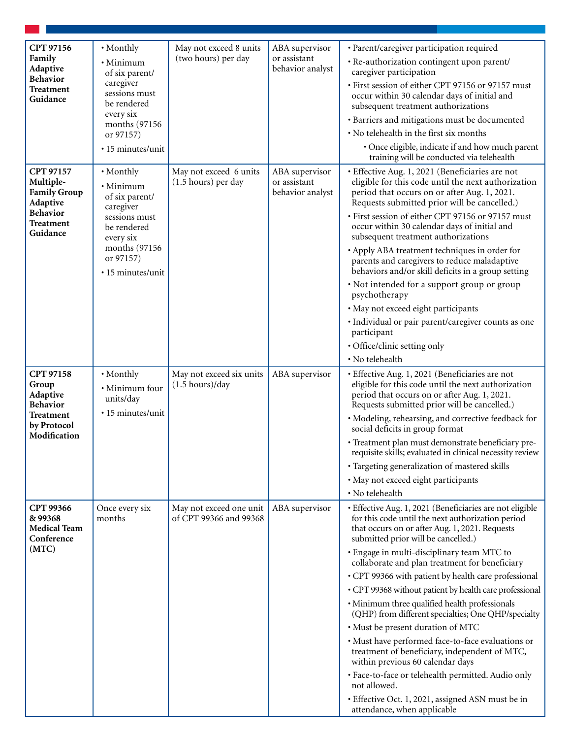| **CPT 97156 Family Adaptive Behavior Treatment Guidance** | • Monthly<br>• Minimum of six parent/caregiver sessions must be rendered every six months (97156 or 97157)<br>• 15 minutes/unit | May not exceed 8 units (two hours) per day | ABA supervisor or assistant behavior analyst | • Parent/caregiver participation required<br>• Re-authorization contingent upon parent/caregiver participation<br>• First session of either CPT 97156 or 97157 must occur within 30 calendar days of initial and subsequent treatment authorizations<br>• Barriers and mitigations must be documented<br>• No telehealth in the first six months<br>  • Once eligible, indicate if and how much parent training will be conducted via telehealth |
|---|---|---|---|---|
| **CPT 97157 Multiple-Family Group Adaptive Behavior Treatment Guidance** | • Monthly<br>• Minimum of six parent/caregiver sessions must be rendered every six months (97156 or 97157)<br>• 15 minutes/unit | May not exceed 6 units (1.5 hours) per day | ABA supervisor or assistant behavior analyst | • Effective Aug. 1, 2021 (Beneficiaries are not eligible for this code until the next authorization period that occurs on or after Aug. 1, 2021. Requests submitted prior will be cancelled.)<br>• First session of either CPT 97156 or 97157 must occur within 30 calendar days of initial and subsequent treatment authorizations<br>• Apply ABA treatment techniques in order for parents and caregivers to reduce maladaptive behaviors and/or skill deficits in a group setting<br>• Not intended for a support group or group psychotherapy<br>• May not exceed eight participants<br>• Individual or pair parent/caregiver counts as one participant<br>• Office/clinic setting only<br>• No telehealth |
| **CPT 97158 Group Adaptive Behavior Treatment by Protocol Modification** | • Monthly<br>• Minimum four units/day<br>• 15 minutes/unit | May not exceed six units (1.5 hours)/day | ABA supervisor | • Effective Aug. 1, 2021 (Beneficiaries are not eligible for this code until the next authorization period that occurs on or after Aug. 1, 2021. Requests submitted prior will be cancelled.)<br>• Modeling, rehearsing, and corrective feedback for social deficits in group format<br>• Treatment plan must demonstrate beneficiary pre-requisite skills; evaluated in clinical necessity review<br>• Targeting generalization of mastered skills<br>• May not exceed eight participants<br>• No telehealth |
| **CPT 99366 & 99368 Medical Team Conference (MTC)** | Once every six months | May not exceed one unit of CPT 99366 and 99368 | ABA supervisor | • Effective Aug. 1, 2021 (Beneficiaries are not eligible for this code until the next authorization period that occurs on or after Aug. 1, 2021. Requests submitted prior will be cancelled.)<br>• Engage in multi-disciplinary team MTC to collaborate and plan treatment for beneficiary<br>• CPT 99366 with patient by health care professional<br>• CPT 99368 without patient by health care professional<br>• Minimum three qualified health professionals (QHP) from different specialties; One QHP/specialty<br>• Must be present duration of MTC<br>• Must have performed face-to-face evaluations or treatment of beneficiary, independent of MTC, within previous 60 calendar days<br>• Face-to-face or telehealth permitted. Audio only not allowed.<br>• Effective Oct. 1, 2021, assigned ASN must be in attendance, when applicable |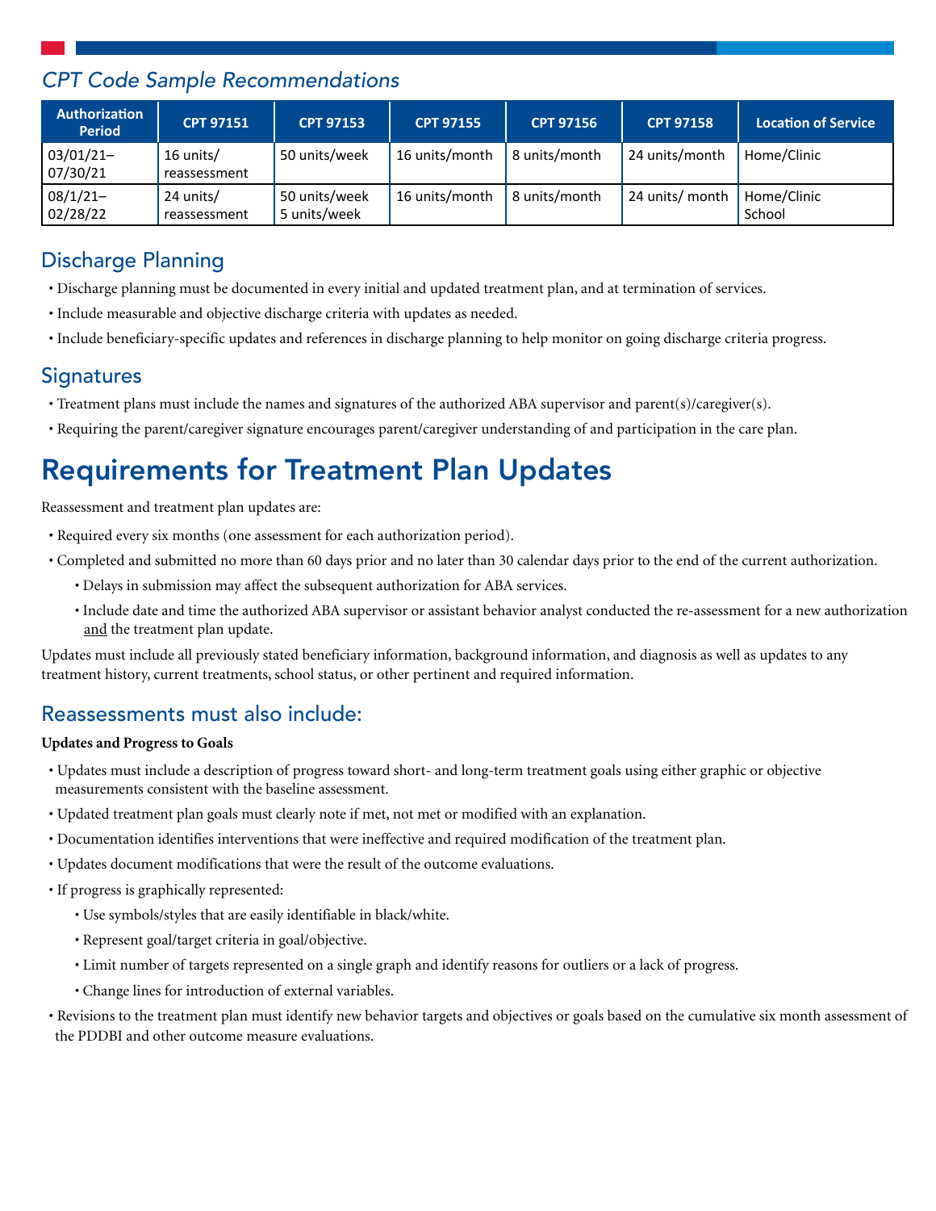## *CPT Code Sample Recommendations*

| Authorization Period | CPT 97151 | CPT 97153 | CPT 97155 | CPT 97156 | CPT 97158 | Location of Service |
|---|---|---|---|---|---|---|
| 03/01/21–07/30/21 | 16 units/ reassessment | 50 units/week | 16 units/month | 8 units/month | 24 units/month | Home/Clinic |
| 08/1/21–02/28/22 | 24 units/ reassessment | 50 units/week<br>5 units/week | 16 units/month | 8 units/month | 24 units/ month | Home/Clinic<br>School |

## Discharge Planning

- Discharge planning must be documented in every initial and updated treatment plan, and at termination of services.
- Include measurable and objective discharge criteria with updates as needed.
- Include beneficiary-specific updates and references in discharge planning to help monitor on going discharge criteria progress.

## Signatures

- Treatment plans must include the names and signatures of the authorized ABA supervisor and parent(s)/caregiver(s).
- Requiring the parent/caregiver signature encourages parent/caregiver understanding of and participation in the care plan.

# Requirements for Treatment Plan Updates

Reassessment and treatment plan updates are:

- Required every six months (one assessment for each authorization period).
- Completed and submitted no more than 60 days prior and no later than 30 calendar days prior to the end of the current authorization.
  - Delays in submission may affect the subsequent authorization for ABA services.
  - Include date and time the authorized ABA supervisor or assistant behavior analyst conducted the re-assessment for a new authorization and the treatment plan update.

Updates must include all previously stated beneficiary information, background information, and diagnosis as well as updates to any treatment history, current treatments, school status, or other pertinent and required information.

## Reassessments must also include:

**Updates and Progress to Goals**

- Updates must include a description of progress toward short- and long-term treatment goals using either graphic or objective measurements consistent with the baseline assessment.
- Updated treatment plan goals must clearly note if met, not met or modified with an explanation.
- Documentation identifies interventions that were ineffective and required modification of the treatment plan.
- Updates document modifications that were the result of the outcome evaluations.
- If progress is graphically represented:
  - Use symbols/styles that are easily identifiable in black/white.
  - Represent goal/target criteria in goal/objective.
  - Limit number of targets represented on a single graph and identify reasons for outliers or a lack of progress.
  - Change lines for introduction of external variables.
- Revisions to the treatment plan must identify new behavior targets and objectives or goals based on the cumulative six month assessment of the PDDBI and other outcome measure evaluations.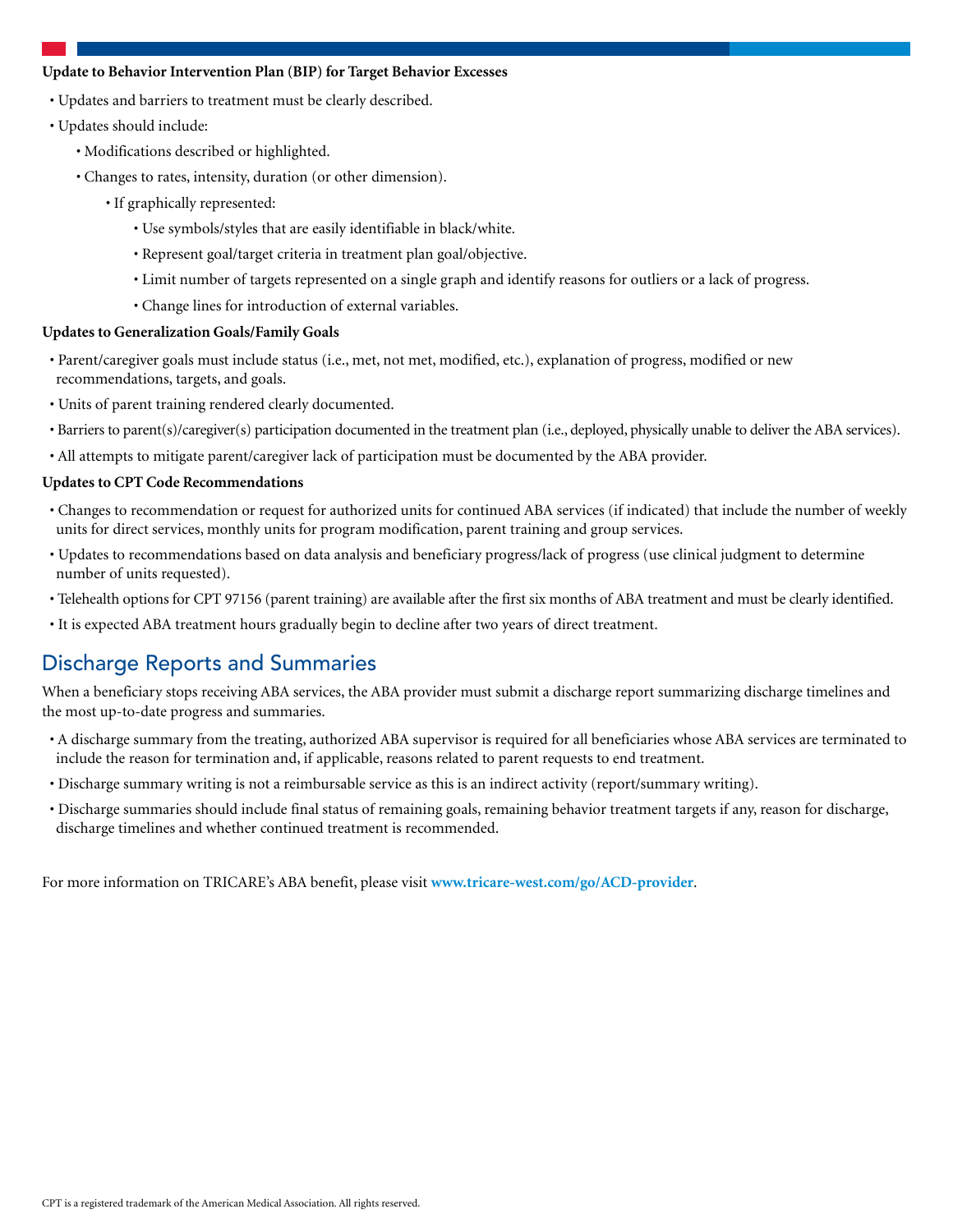**Update to Behavior Intervention Plan (BIP) for Target Behavior Excesses**

- Updates and barriers to treatment must be clearly described.
- Updates should include:
  - Modifications described or highlighted.
  - Changes to rates, intensity, duration (or other dimension).
    - If graphically represented:
      - Use symbols/styles that are easily identifiable in black/white.
      - Represent goal/target criteria in treatment plan goal/objective.
      - Limit number of targets represented on a single graph and identify reasons for outliers or a lack of progress.
      - Change lines for introduction of external variables.

**Updates to Generalization Goals/Family Goals**

- Parent/caregiver goals must include status (i.e., met, not met, modified, etc.), explanation of progress, modified or new recommendations, targets, and goals.
- Units of parent training rendered clearly documented.
- Barriers to parent(s)/caregiver(s) participation documented in the treatment plan (i.e., deployed, physically unable to deliver the ABA services).
- All attempts to mitigate parent/caregiver lack of participation must be documented by the ABA provider.

**Updates to CPT Code Recommendations**

- Changes to recommendation or request for authorized units for continued ABA services (if indicated) that include the number of weekly units for direct services, monthly units for program modification, parent training and group services.
- Updates to recommendations based on data analysis and beneficiary progress/lack of progress (use clinical judgment to determine number of units requested).
- Telehealth options for CPT 97156 (parent training) are available after the first six months of ABA treatment and must be clearly identified.
- It is expected ABA treatment hours gradually begin to decline after two years of direct treatment.

## Discharge Reports and Summaries

When a beneficiary stops receiving ABA services, the ABA provider must submit a discharge report summarizing discharge timelines and the most up-to-date progress and summaries.

- A discharge summary from the treating, authorized ABA supervisor is required for all beneficiaries whose ABA services are terminated to include the reason for termination and, if applicable, reasons related to parent requests to end treatment.
- Discharge summary writing is not a reimbursable service as this is an indirect activity (report/summary writing).
- Discharge summaries should include final status of remaining goals, remaining behavior treatment targets if any, reason for discharge, discharge timelines and whether continued treatment is recommended.

For more information on TRICARE's ABA benefit, please visit **www.tricare-west.com/go/ACD-provider**.

CPT is a registered trademark of the American Medical Association. All rights reserved.